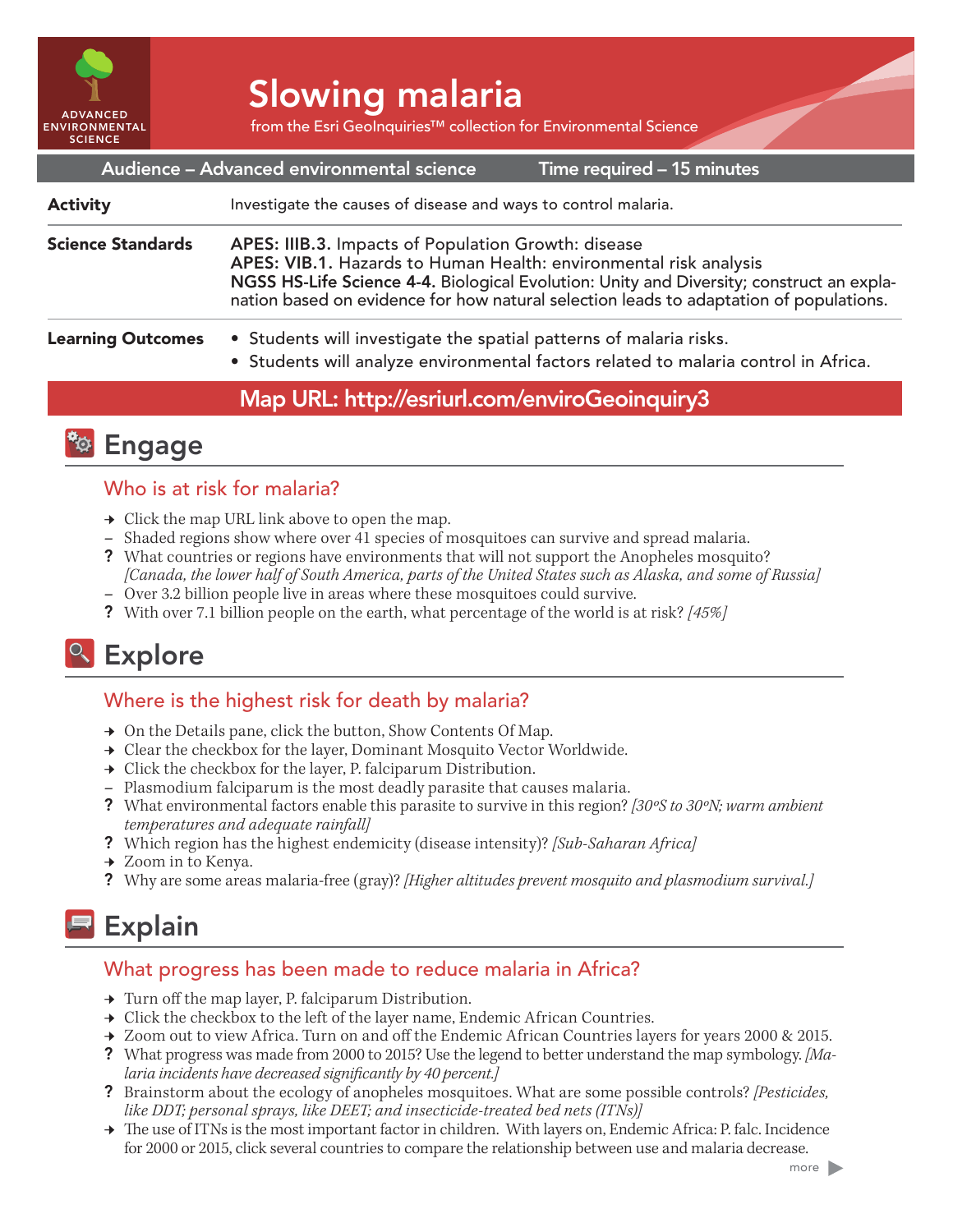ADVANCED ENVIRONMENTAL SCIENCE

# Slowing malaria

from the Esri GeoInquiries™ collection for Environmental Science

**Audience – Advanced environmental science** **Time required – 15 minutes**

| | |
|---|---|
| **Activity** | Investigate the causes of disease and ways to control malaria. |
| **Science Standards** | **APES: IIIB.3.** Impacts of Population Growth: disease<br>**APES: VIB.1.** Hazards to Human Health: environmental risk analysis<br>**NGSS HS-Life Science 4-4.** Biological Evolution: Unity and Diversity; construct an explanation based on evidence for how natural selection leads to adaptation of populations. |
| **Learning Outcomes** | • Students will investigate the spatial patterns of malaria risks.<br>• Students will analyze environmental factors related to malaria control in Africa. |

**Map URL: http://esriurl.com/enviroGeoinquiry3**

## Engage

### Who is at risk for malaria?

→ Click the map URL link above to open the map.
– Shaded regions show where over 41 species of mosquitoes can survive and spread malaria.
? What countries or regions have environments that will not support the Anopheles mosquito? *[Canada, the lower half of South America, parts of the United States such as Alaska, and some of Russia]*
– Over 3.2 billion people live in areas where these mosquitoes could survive.
? With over 7.1 billion people on the earth, what percentage of the world is at risk? *[45%]*

## Explore

### Where is the highest risk for death by malaria?

→ On the Details pane, click the button, Show Contents Of Map.
→ Clear the checkbox for the layer, Dominant Mosquito Vector Worldwide.
→ Click the checkbox for the layer, P. falciparum Distribution.
– Plasmodium falciparum is the most deadly parasite that causes malaria.
? What environmental factors enable this parasite to survive in this region? *[30ºS to 30ºN; warm ambient temperatures and adequate rainfall]*
? Which region has the highest endemicity (disease intensity)? *[Sub-Saharan Africa]*
→ Zoom in to Kenya.
? Why are some areas malaria-free (gray)? *[Higher altitudes prevent mosquito and plasmodium survival.]*

## Explain

### What progress has been made to reduce malaria in Africa?

→ Turn off the map layer, P. falciparum Distribution.
→ Click the checkbox to the left of the layer name, Endemic African Countries.
→ Zoom out to view Africa. Turn on and off the Endemic African Countries layers for years 2000 & 2015.
? What progress was made from 2000 to 2015? Use the legend to better understand the map symbology. *[Malaria incidents have decreased significantly by 40 percent.]*
? Brainstorm about the ecology of anopheles mosquitoes. What are some possible controls? *[Pesticides, like DDT; personal sprays, like DEET; and insecticide-treated bed nets (ITNs)]*
→ The use of ITNs is the most important factor in children. With layers on, Endemic Africa: P. falc. Incidence for 2000 or 2015, click several countries to compare the relationship between use and malaria decrease.

more ▶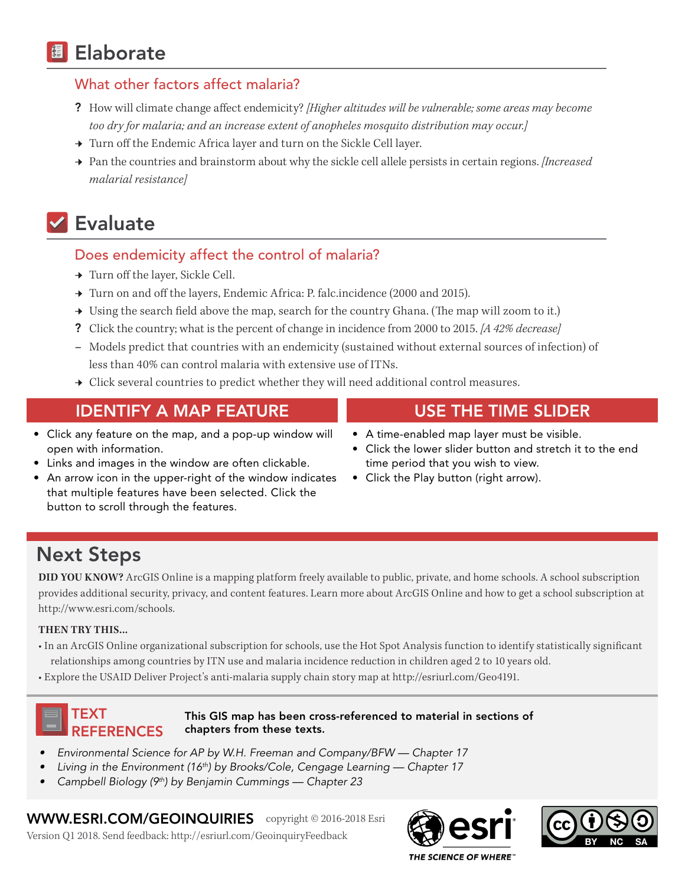## Elaborate

### What other factors affect malaria?

? How will climate change affect endemicity? *[Higher altitudes will be vulnerable; some areas may become too dry for malaria; and an increase extent of anopheles mosquito distribution may occur.]*

→ Turn off the Endemic Africa layer and turn on the Sickle Cell layer.

→ Pan the countries and brainstorm about why the sickle cell allele persists in certain regions. *[Increased malarial resistance]*

## Evaluate

### Does endemicity affect the control of malaria?

→ Turn off the layer, Sickle Cell.

→ Turn on and off the layers, Endemic Africa: P. falc.incidence (2000 and 2015).

→ Using the search field above the map, search for the country Ghana. (The map will zoom to it.)

? Click the country; what is the percent of change in incidence from 2000 to 2015. *[A 42% decrease]*

– Models predict that countries with an endemicity (sustained without external sources of infection) of less than 40% can control malaria with extensive use of ITNs.

→ Click several countries to predict whether they will need additional control measures.

### IDENTIFY A MAP FEATURE

- Click any feature on the map, and a pop-up window will open with information.
- Links and images in the window are often clickable.
- An arrow icon in the upper-right of the window indicates that multiple features have been selected. Click the button to scroll through the features.

### USE THE TIME SLIDER

- A time-enabled map layer must be visible.
- Click the lower slider button and stretch it to the end time period that you wish to view.
- Click the Play button (right arrow).

## Next Steps

**DID YOU KNOW?** ArcGIS Online is a mapping platform freely available to public, private, and home schools. A school subscription provides additional security, privacy, and content features. Learn more about ArcGIS Online and how to get a school subscription at http://www.esri.com/schools.

**THEN TRY THIS...**

- In an ArcGIS Online organizational subscription for schools, use the Hot Spot Analysis function to identify statistically significant relationships among countries by ITN use and malaria incidence reduction in children aged 2 to 10 years old.
- Explore the USAID Deliver Project's anti-malaria supply chain story map at http://esriurl.com/Geo4191.

### TEXT REFERENCES

**This GIS map has been cross-referenced to material in sections of chapters from these texts.**

- *Environmental Science for AP by W.H. Freeman and Company/BFW — Chapter 17*
- *Living in the Environment (16th) by Brooks/Cole, Cengage Learning — Chapter 17*
- *Campbell Biology (9th) by Benjamin Cummings — Chapter 23*

**WWW.ESRI.COM/GEOINQUIRIES** copyright © 2016-2018 Esri

Version Q1 2018. Send feedback: http://esriurl.com/GeoinquiryFeedback

esri THE SCIENCE OF WHERE™

CC BY NC SA